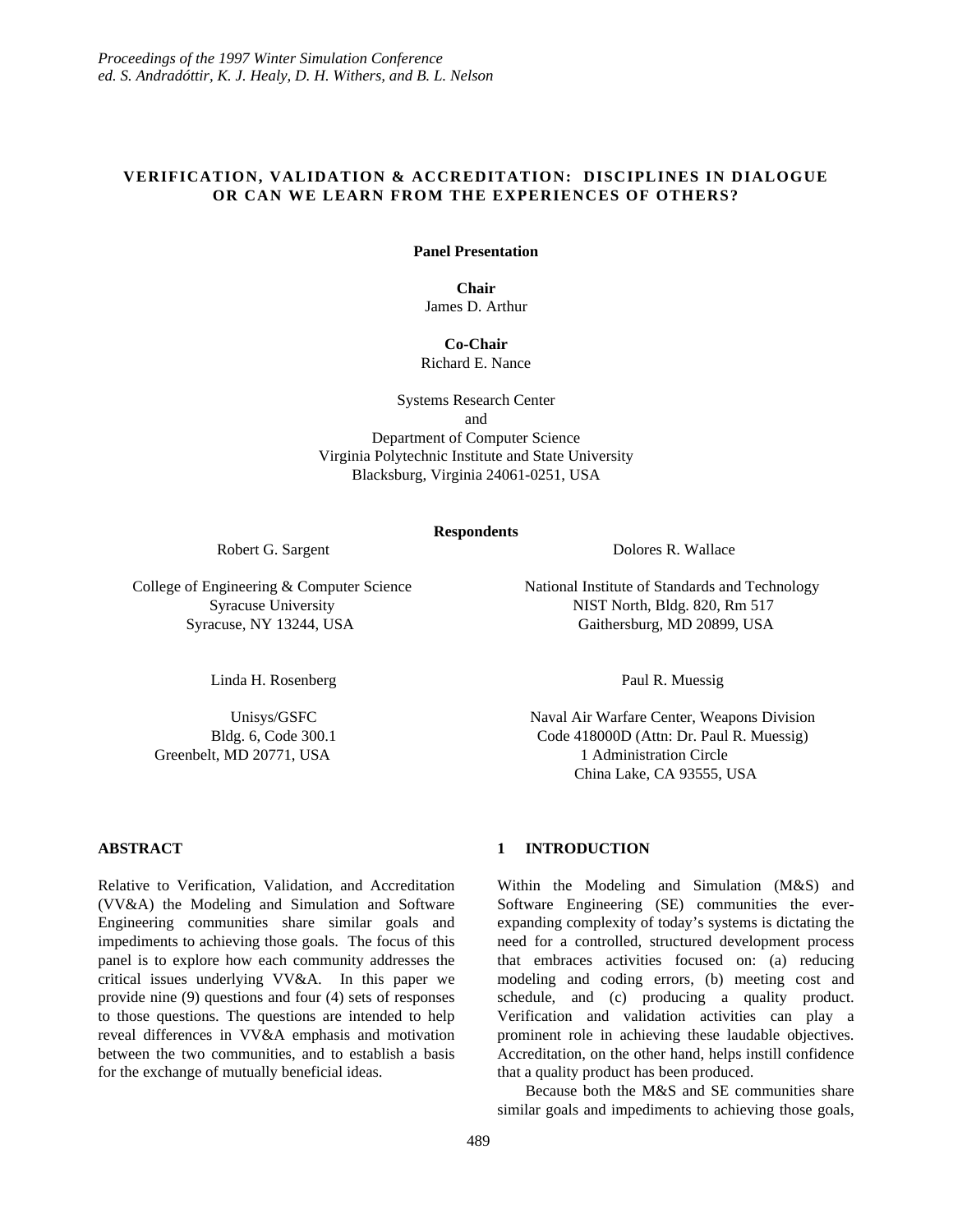*Proceedings of the 1997 Winter Simulation Conference*
*ed. S. Andradóttir, K. J. Healy, D. H. Withers, and B. L. Nelson*

# VERIFICATION, VALIDATION & ACCREDITATION: DISCIPLINES IN DIALOGUE OR CAN WE LEARN FROM THE EXPERIENCES OF OTHERS?

**Panel Presentation**

**Chair**
James D. Arthur

**Co-Chair**
Richard E. Nance

Systems Research Center
and
Department of Computer Science
Virginia Polytechnic Institute and State University
Blacksburg, Virginia 24061-0251, USA

**Respondents**

Robert G. Sargent

College of Engineering & Computer Science
Syracuse University
Syracuse, NY 13244, USA

Dolores R. Wallace

National Institute of Standards and Technology
NIST North, Bldg. 820, Rm 517
Gaithersburg, MD 20899, USA

Linda H. Rosenberg

Unisys/GSFC
Bldg. 6, Code 300.1
Greenbelt, MD 20771, USA

Paul R. Muessig

Naval Air Warfare Center, Weapons Division
Code 418000D (Attn: Dr. Paul R. Muessig)
1 Administration Circle
China Lake, CA 93555, USA

## ABSTRACT

Relative to Verification, Validation, and Accreditation (VV&A) the Modeling and Simulation and Software Engineering communities share similar goals and impediments to achieving those goals. The focus of this panel is to explore how each community addresses the critical issues underlying VV&A. In this paper we provide nine (9) questions and four (4) sets of responses to those questions. The questions are intended to help reveal differences in VV&A emphasis and motivation between the two communities, and to establish a basis for the exchange of mutually beneficial ideas.

## 1 INTRODUCTION

Within the Modeling and Simulation (M&S) and Software Engineering (SE) communities the ever-expanding complexity of today's systems is dictating the need for a controlled, structured development process that embraces activities focused on: (a) reducing modeling and coding errors, (b) meeting cost and schedule, and (c) producing a quality product. Verification and validation activities can play a prominent role in achieving these laudable objectives. Accreditation, on the other hand, helps instill confidence that a quality product has been produced.

Because both the M&S and SE communities share similar goals and impediments to achieving those goals,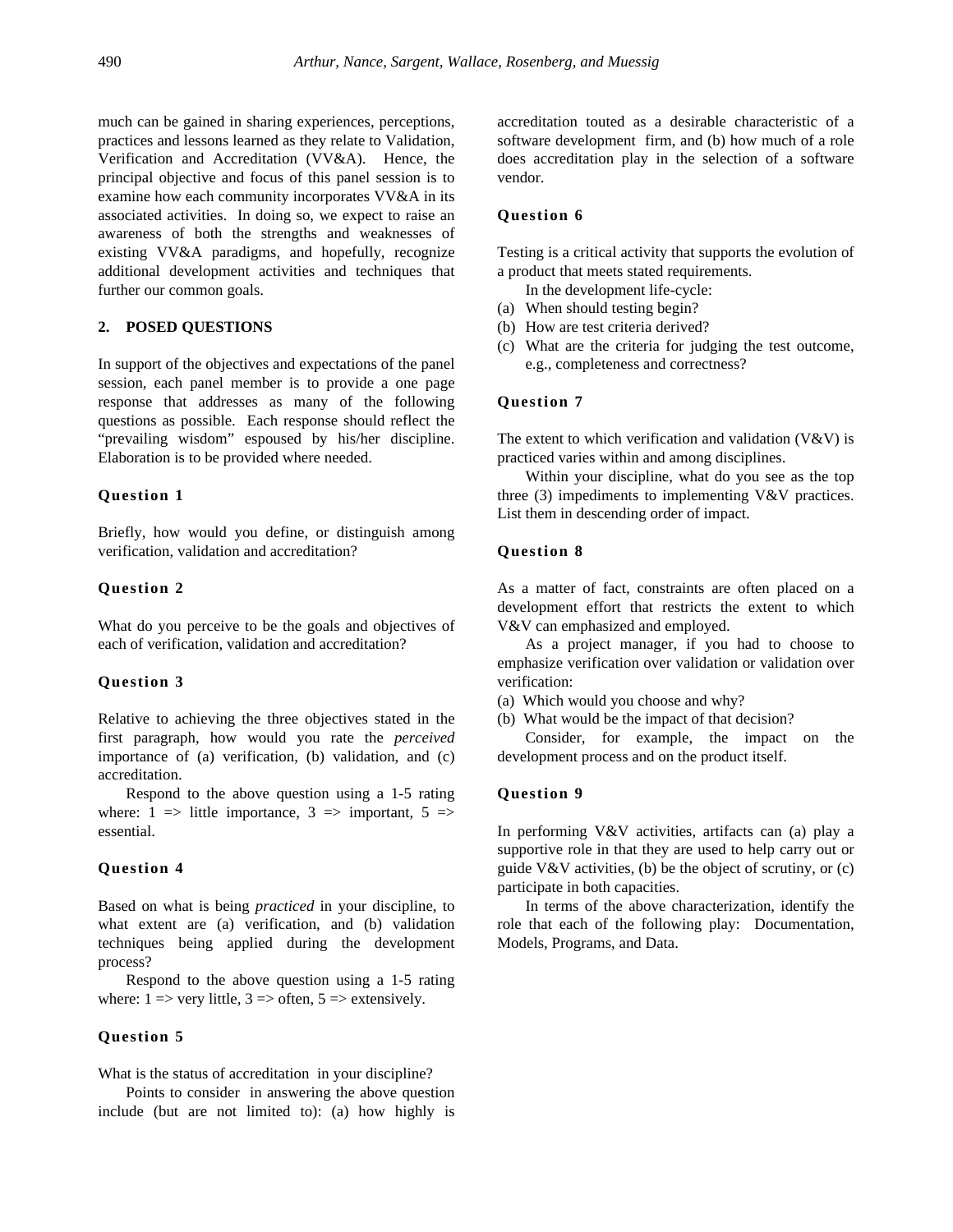much can be gained in sharing experiences, perceptions, practices and lessons learned as they relate to Validation, Verification and Accreditation (VV&A). Hence, the principal objective and focus of this panel session is to examine how each community incorporates VV&A in its associated activities. In doing so, we expect to raise an awareness of both the strengths and weaknesses of existing VV&A paradigms, and hopefully, recognize additional development activities and techniques that further our common goals.

## 2. POSED QUESTIONS

In support of the objectives and expectations of the panel session, each panel member is to provide a one page response that addresses as many of the following questions as possible. Each response should reflect the "prevailing wisdom" espoused by his/her discipline. Elaboration is to be provided where needed.

### Question 1

Briefly, how would you define, or distinguish among verification, validation and accreditation?

### Question 2

What do you perceive to be the goals and objectives of each of verification, validation and accreditation?

### Question 3

Relative to achieving the three objectives stated in the first paragraph, how would you rate the *perceived* importance of (a) verification, (b) validation, and (c) accreditation.

Respond to the above question using a 1-5 rating where: 1 => little importance, 3 => important, 5 => essential.

### Question 4

Based on what is being *practiced* in your discipline, to what extent are (a) verification, and (b) validation techniques being applied during the development process?

Respond to the above question using a 1-5 rating where: 1 => very little, 3 => often, 5 => extensively.

### Question 5

What is the status of accreditation in your discipline?

Points to consider in answering the above question include (but are not limited to): (a) how highly is accreditation touted as a desirable characteristic of a software development firm, and (b) how much of a role does accreditation play in the selection of a software vendor.

### Question 6

Testing is a critical activity that supports the evolution of a product that meets stated requirements.

In the development life-cycle:

(a) When should testing begin?
(b) How are test criteria derived?
(c) What are the criteria for judging the test outcome, e.g., completeness and correctness?

### Question 7

The extent to which verification and validation (V&V) is practiced varies within and among disciplines.

Within your discipline, what do you see as the top three (3) impediments to implementing V&V practices. List them in descending order of impact.

### Question 8

As a matter of fact, constraints are often placed on a development effort that restricts the extent to which V&V can emphasized and employed.

As a project manager, if you had to choose to emphasize verification over validation or validation over verification:

(a) Which would you choose and why?
(b) What would be the impact of that decision?

Consider, for example, the impact on the development process and on the product itself.

### Question 9

In performing V&V activities, artifacts can (a) play a supportive role in that they are used to help carry out or guide V&V activities, (b) be the object of scrutiny, or (c) participate in both capacities.

In terms of the above characterization, identify the role that each of the following play: Documentation, Models, Programs, and Data.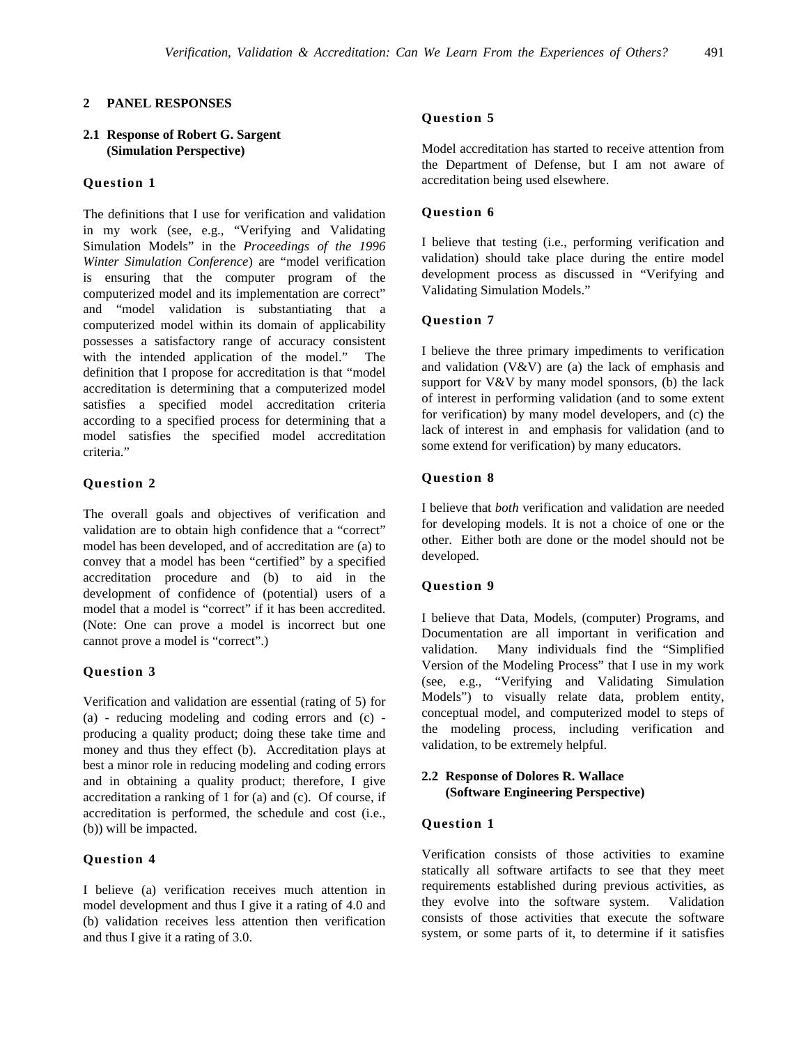## 2 PANEL RESPONSES

### 2.1 Response of Robert G. Sargent (Simulation Perspective)

**Question 1**

The definitions that I use for verification and validation in my work (see, e.g., "Verifying and Validating Simulation Models" in the *Proceedings of the 1996 Winter Simulation Conference*) are "model verification is ensuring that the computer program of the computerized model and its implementation are correct" and "model validation is substantiating that a computerized model within its domain of applicability possesses a satisfactory range of accuracy consistent with the intended application of the model." The definition that I propose for accreditation is that "model accreditation is determining that a computerized model satisfies a specified model accreditation criteria according to a specified process for determining that a model satisfies the specified model accreditation criteria."

**Question 2**

The overall goals and objectives of verification and validation are to obtain high confidence that a "correct" model has been developed, and of accreditation are (a) to convey that a model has been "certified" by a specified accreditation procedure and (b) to aid in the development of confidence of (potential) users of a model that a model is "correct" if it has been accredited. (Note: One can prove a model is incorrect but one cannot prove a model is "correct".)

**Question 3**

Verification and validation are essential (rating of 5) for (a) - reducing modeling and coding errors and (c) - producing a quality product; doing these take time and money and thus they effect (b). Accreditation plays at best a minor role in reducing modeling and coding errors and in obtaining a quality product; therefore, I give accreditation a ranking of 1 for (a) and (c). Of course, if accreditation is performed, the schedule and cost (i.e., (b)) will be impacted.

**Question 4**

I believe (a) verification receives much attention in model development and thus I give it a rating of 4.0 and (b) validation receives less attention then verification and thus I give it a rating of 3.0.

**Question 5**

Model accreditation has started to receive attention from the Department of Defense, but I am not aware of accreditation being used elsewhere.

**Question 6**

I believe that testing (i.e., performing verification and validation) should take place during the entire model development process as discussed in "Verifying and Validating Simulation Models."

**Question 7**

I believe the three primary impediments to verification and validation (V&V) are (a) the lack of emphasis and support for V&V by many model sponsors, (b) the lack of interest in performing validation (and to some extent for verification) by many model developers, and (c) the lack of interest in and emphasis for validation (and to some extend for verification) by many educators.

**Question 8**

I believe that *both* verification and validation are needed for developing models. It is not a choice of one or the other. Either both are done or the model should not be developed.

**Question 9**

I believe that Data, Models, (computer) Programs, and Documentation are all important in verification and validation. Many individuals find the "Simplified Version of the Modeling Process" that I use in my work (see, e.g., "Verifying and Validating Simulation Models") to visually relate data, problem entity, conceptual model, and computerized model to steps of the modeling process, including verification and validation, to be extremely helpful.

### 2.2 Response of Dolores R. Wallace (Software Engineering Perspective)

**Question 1**

Verification consists of those activities to examine statically all software artifacts to see that they meet requirements established during previous activities, as they evolve into the software system. Validation consists of those activities that execute the software system, or some parts of it, to determine if it satisfies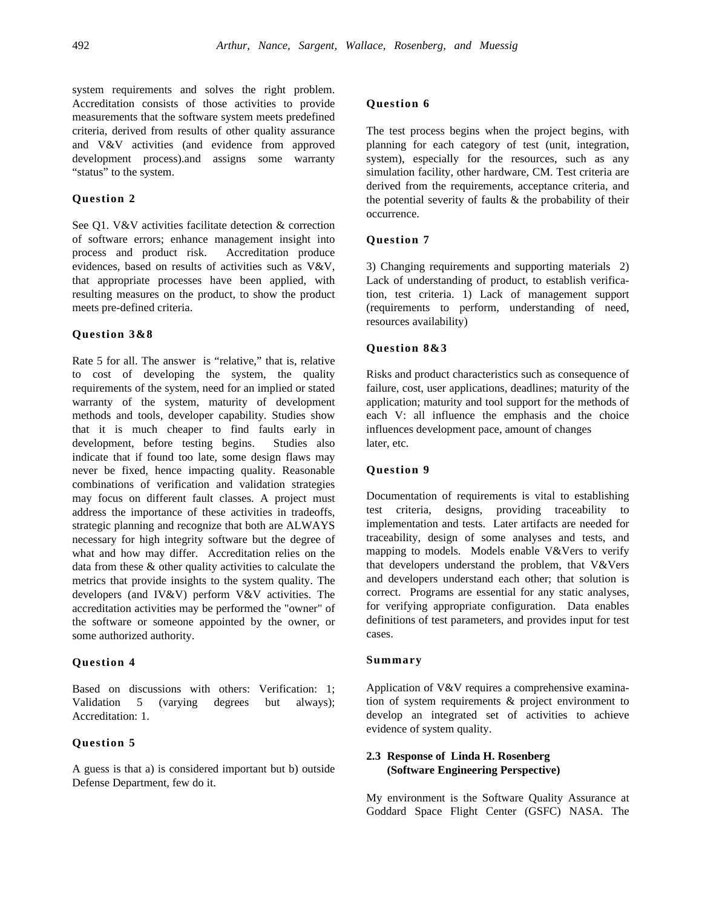system requirements and solves the right problem. Accreditation consists of those activities to provide measurements that the software system meets predefined criteria, derived from results of other quality assurance and V&V activities (and evidence from approved development process).and assigns some warranty "status" to the system.

**Question 2**

See Q1. V&V activities facilitate detection & correction of software errors; enhance management insight into process and product risk. Accreditation produce evidences, based on results of activities such as V&V, that appropriate processes have been applied, with resulting measures on the product, to show the product meets pre-defined criteria.

**Question 3&8**

Rate 5 for all. The answer is "relative," that is, relative to cost of developing the system, the quality requirements of the system, need for an implied or stated warranty of the system, maturity of development methods and tools, developer capability. Studies show that it is much cheaper to find faults early in development, before testing begins. Studies also indicate that if found too late, some design flaws may never be fixed, hence impacting quality. Reasonable combinations of verification and validation strategies may focus on different fault classes. A project must address the importance of these activities in tradeoffs, strategic planning and recognize that both are ALWAYS necessary for high integrity software but the degree of what and how may differ. Accreditation relies on the data from these & other quality activities to calculate the metrics that provide insights to the system quality. The developers (and IV&V) perform V&V activities. The accreditation activities may be performed the "owner" of the software or someone appointed by the owner, or some authorized authority.

**Question 4**

Based on discussions with others: Verification: 1; Validation 5 (varying degrees but always); Accreditation: 1.

**Question 5**

A guess is that a) is considered important but b) outside Defense Department, few do it.

**Question 6**

The test process begins when the project begins, with planning for each category of test (unit, integration, system), especially for the resources, such as any simulation facility, other hardware, CM. Test criteria are derived from the requirements, acceptance criteria, and the potential severity of faults & the probability of their occurrence.

**Question 7**

3) Changing requirements and supporting materials 2) Lack of understanding of product, to establish verification, test criteria. 1) Lack of management support (requirements to perform, understanding of need, resources availability)

**Question 8&3**

Risks and product characteristics such as consequence of failure, cost, user applications, deadlines; maturity of the application; maturity and tool support for the methods of each V: all influence the emphasis and the choice influences development pace, amount of changes later, etc.

**Question 9**

Documentation of requirements is vital to establishing test criteria, designs, providing traceability to implementation and tests. Later artifacts are needed for traceability, design of some analyses and tests, and mapping to models. Models enable V&Vers to verify that developers understand the problem, that V&Vers and developers understand each other; that solution is correct. Programs are essential for any static analyses, for verifying appropriate configuration. Data enables definitions of test parameters, and provides input for test cases.

**Summary**

Application of V&V requires a comprehensive examination of system requirements & project environment to develop an integrated set of activities to achieve evidence of system quality.

## 2.3 Response of Linda H. Rosenberg (Software Engineering Perspective)

My environment is the Software Quality Assurance at Goddard Space Flight Center (GSFC) NASA. The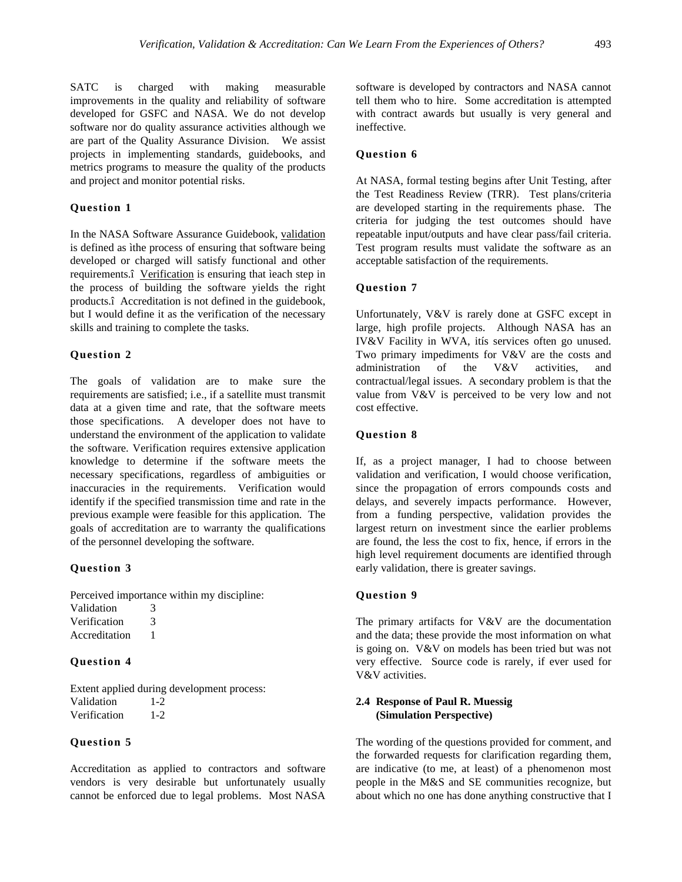SATC is charged with making measurable improvements in the quality and reliability of software developed for GSFC and NASA. We do not develop software nor do quality assurance activities although we are part of the Quality Assurance Division. We assist projects in implementing standards, guidebooks, and metrics programs to measure the quality of the products and project and monitor potential risks.

#### Question 1

In the NASA Software Assurance Guidebook, validation is defined as ìthe process of ensuring that software being developed or charged will satisfy functional and other requirements.î Verification is ensuring that ìeach step in the process of building the software yields the right products.î Accreditation is not defined in the guidebook, but I would define it as the verification of the necessary skills and training to complete the tasks.

#### Question 2

The goals of validation are to make sure the requirements are satisfied; i.e., if a satellite must transmit data at a given time and rate, that the software meets those specifications. A developer does not have to understand the environment of the application to validate the software. Verification requires extensive application knowledge to determine if the software meets the necessary specifications, regardless of ambiguities or inaccuracies in the requirements. Verification would identify if the specified transmission time and rate in the previous example were feasible for this application. The goals of accreditation are to warranty the qualifications of the personnel developing the software.

#### Question 3

Perceived importance within my discipline:

| | |
|---|---|
| Validation | 3 |
| Verification | 3 |
| Accreditation | 1 |

#### Question 4

Extent applied during development process:

| | |
|---|---|
| Validation | 1-2 |
| Verification | 1-2 |

#### Question 5

Accreditation as applied to contractors and software vendors is very desirable but unfortunately usually cannot be enforced due to legal problems. Most NASA software is developed by contractors and NASA cannot tell them who to hire. Some accreditation is attempted with contract awards but usually is very general and ineffective.

#### Question 6

At NASA, formal testing begins after Unit Testing, after the Test Readiness Review (TRR). Test plans/criteria are developed starting in the requirements phase. The criteria for judging the test outcomes should have repeatable input/outputs and have clear pass/fail criteria. Test program results must validate the software as an acceptable satisfaction of the requirements.

#### Question 7

Unfortunately, V&V is rarely done at GSFC except in large, high profile projects. Although NASA has an IV&V Facility in WVA, itís services often go unused. Two primary impediments for V&V are the costs and administration of the V&V activities, and contractual/legal issues. A secondary problem is that the value from V&V is perceived to be very low and not cost effective.

#### Question 8

If, as a project manager, I had to choose between validation and verification, I would choose verification, since the propagation of errors compounds costs and delays, and severely impacts performance. However, from a funding perspective, validation provides the largest return on investment since the earlier problems are found, the less the cost to fix, hence, if errors in the high level requirement documents are identified through early validation, there is greater savings.

#### Question 9

The primary artifacts for V&V are the documentation and the data; these provide the most information on what is going on. V&V on models has been tried but was not very effective. Source code is rarely, if ever used for V&V activities.

### 2.4 Response of Paul R. Muessig (Simulation Perspective)

The wording of the questions provided for comment, and the forwarded requests for clarification regarding them, are indicative (to me, at least) of a phenomenon most people in the M&S and SE communities recognize, but about which no one has done anything constructive that I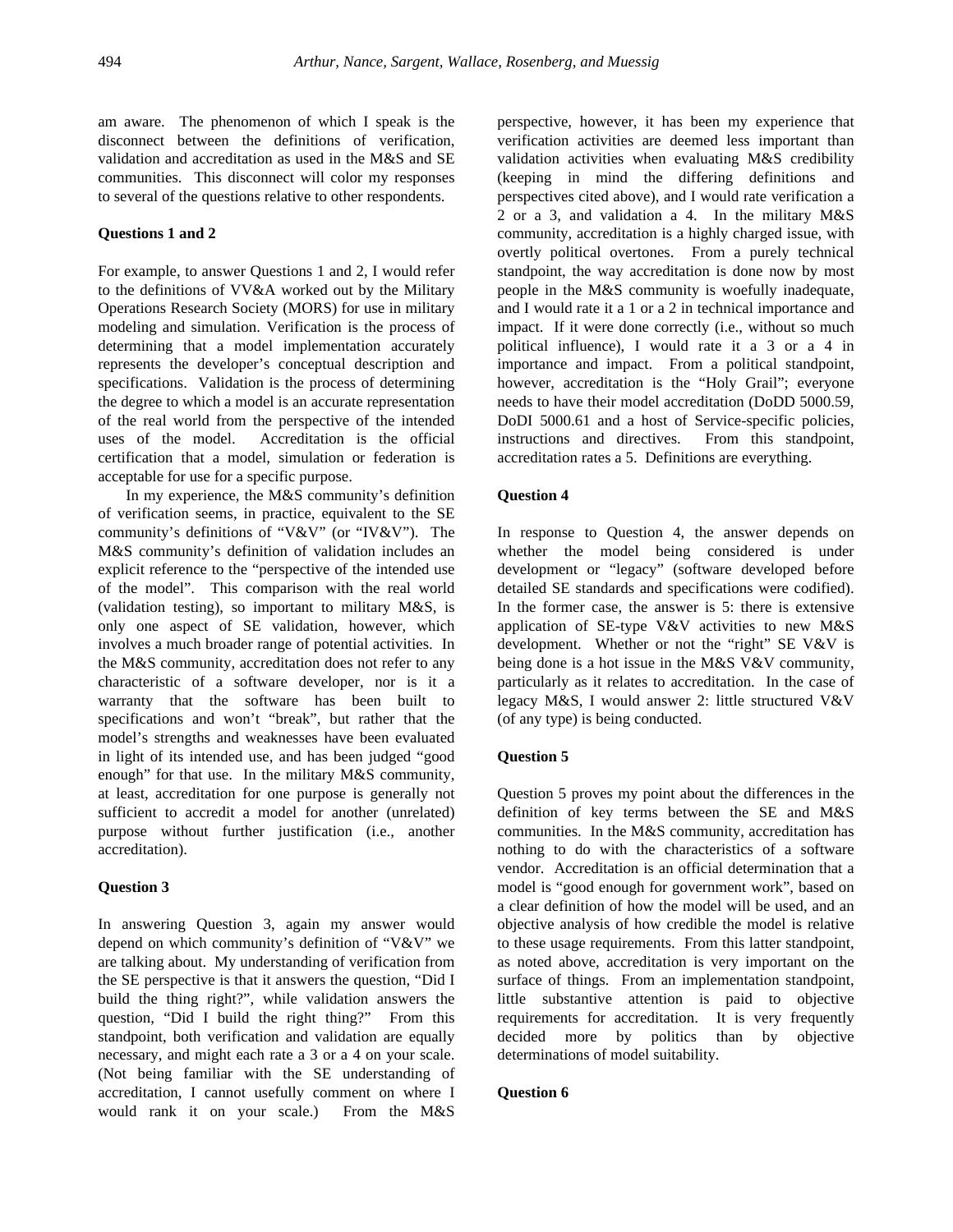am aware. The phenomenon of which I speak is the disconnect between the definitions of verification, validation and accreditation as used in the M&S and SE communities. This disconnect will color my responses to several of the questions relative to other respondents.

**Questions 1 and 2**

For example, to answer Questions 1 and 2, I would refer to the definitions of VV&A worked out by the Military Operations Research Society (MORS) for use in military modeling and simulation. Verification is the process of determining that a model implementation accurately represents the developer's conceptual description and specifications. Validation is the process of determining the degree to which a model is an accurate representation of the real world from the perspective of the intended uses of the model. Accreditation is the official certification that a model, simulation or federation is acceptable for use for a specific purpose.

In my experience, the M&S community's definition of verification seems, in practice, equivalent to the SE community's definitions of "V&V" (or "IV&V"). The M&S community's definition of validation includes an explicit reference to the "perspective of the intended use of the model". This comparison with the real world (validation testing), so important to military M&S, is only one aspect of SE validation, however, which involves a much broader range of potential activities. In the M&S community, accreditation does not refer to any characteristic of a software developer, nor is it a warranty that the software has been built to specifications and won't "break", but rather that the model's strengths and weaknesses have been evaluated in light of its intended use, and has been judged "good enough" for that use. In the military M&S community, at least, accreditation for one purpose is generally not sufficient to accredit a model for another (unrelated) purpose without further justification (i.e., another accreditation).

**Question 3**

In answering Question 3, again my answer would depend on which community's definition of "V&V" we are talking about. My understanding of verification from the SE perspective is that it answers the question, "Did I build the thing right?", while validation answers the question, "Did I build the right thing?" From this standpoint, both verification and validation are equally necessary, and might each rate a 3 or a 4 on your scale. (Not being familiar with the SE understanding of accreditation, I cannot usefully comment on where I would rank it on your scale.) From the M&S perspective, however, it has been my experience that verification activities are deemed less important than validation activities when evaluating M&S credibility (keeping in mind the differing definitions and perspectives cited above), and I would rate verification a 2 or a 3, and validation a 4. In the military M&S community, accreditation is a highly charged issue, with overtly political overtones. From a purely technical standpoint, the way accreditation is done now by most people in the M&S community is woefully inadequate, and I would rate it a 1 or a 2 in technical importance and impact. If it were done correctly (i.e., without so much political influence), I would rate it a 3 or a 4 in importance and impact. From a political standpoint, however, accreditation is the "Holy Grail"; everyone needs to have their model accreditation (DoDD 5000.59, DoDI 5000.61 and a host of Service-specific policies, instructions and directives. From this standpoint, accreditation rates a 5. Definitions are everything.

**Question 4**

In response to Question 4, the answer depends on whether the model being considered is under development or "legacy" (software developed before detailed SE standards and specifications were codified). In the former case, the answer is 5: there is extensive application of SE-type V&V activities to new M&S development. Whether or not the "right" SE V&V is being done is a hot issue in the M&S V&V community, particularly as it relates to accreditation. In the case of legacy M&S, I would answer 2: little structured V&V (of any type) is being conducted.

**Question 5**

Question 5 proves my point about the differences in the definition of key terms between the SE and M&S communities. In the M&S community, accreditation has nothing to do with the characteristics of a software vendor. Accreditation is an official determination that a model is "good enough for government work", based on a clear definition of how the model will be used, and an objective analysis of how credible the model is relative to these usage requirements. From this latter standpoint, as noted above, accreditation is very important on the surface of things. From an implementation standpoint, little substantive attention is paid to objective requirements for accreditation. It is very frequently decided more by politics than by objective determinations of model suitability.

**Question 6**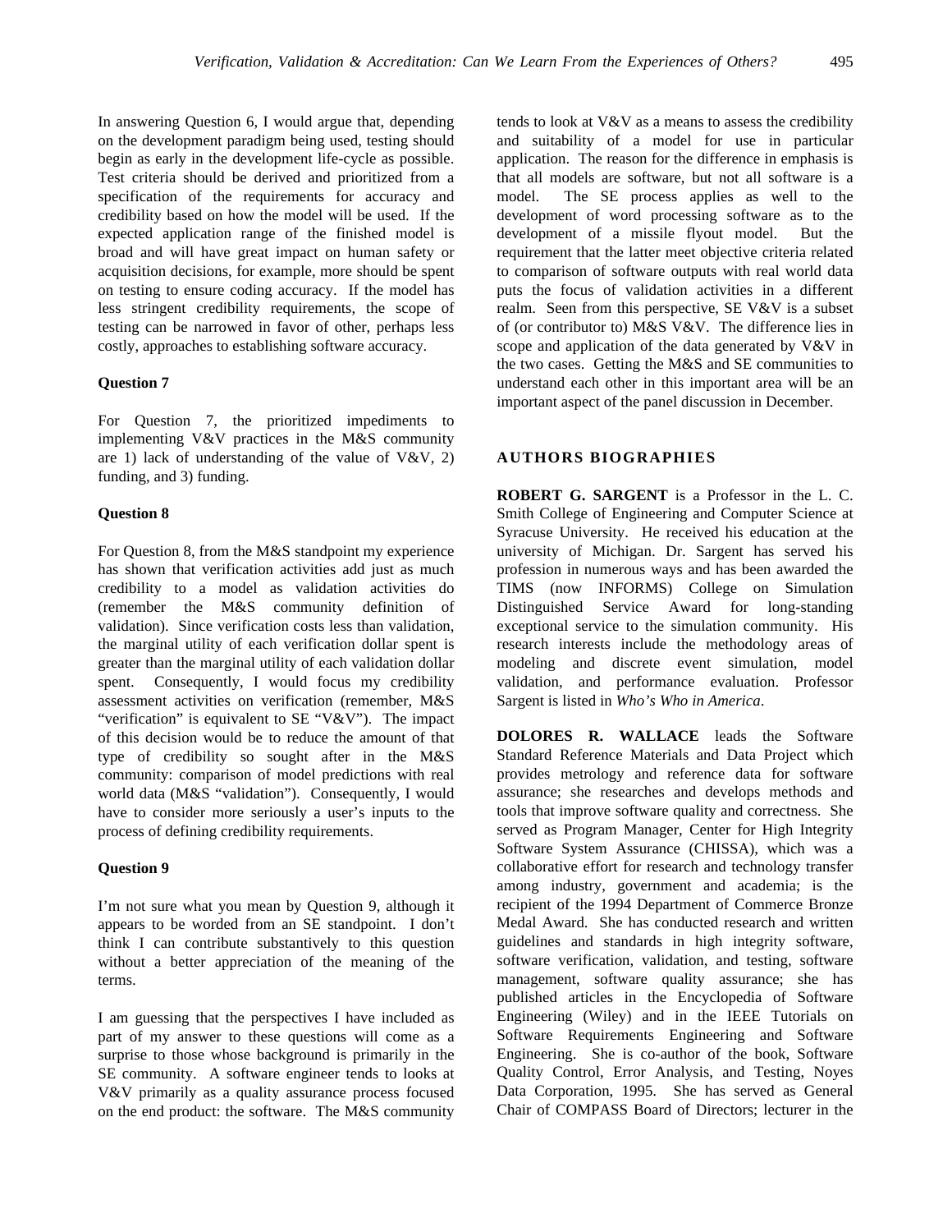In answering Question 6, I would argue that, depending on the development paradigm being used, testing should begin as early in the development life-cycle as possible. Test criteria should be derived and prioritized from a specification of the requirements for accuracy and credibility based on how the model will be used. If the expected application range of the finished model is broad and will have great impact on human safety or acquisition decisions, for example, more should be spent on testing to ensure coding accuracy. If the model has less stringent credibility requirements, the scope of testing can be narrowed in favor of other, perhaps less costly, approaches to establishing software accuracy.

**Question 7**

For Question 7, the prioritized impediments to implementing V&V practices in the M&S community are 1) lack of understanding of the value of V&V, 2) funding, and 3) funding.

**Question 8**

For Question 8, from the M&S standpoint my experience has shown that verification activities add just as much credibility to a model as validation activities do (remember the M&S community definition of validation). Since verification costs less than validation, the marginal utility of each verification dollar spent is greater than the marginal utility of each validation dollar spent. Consequently, I would focus my credibility assessment activities on verification (remember, M&S "verification" is equivalent to SE "V&V"). The impact of this decision would be to reduce the amount of that type of credibility so sought after in the M&S community: comparison of model predictions with real world data (M&S "validation"). Consequently, I would have to consider more seriously a user's inputs to the process of defining credibility requirements.

**Question 9**

I'm not sure what you mean by Question 9, although it appears to be worded from an SE standpoint. I don't think I can contribute substantively to this question without a better appreciation of the meaning of the terms.

I am guessing that the perspectives I have included as part of my answer to these questions will come as a surprise to those whose background is primarily in the SE community. A software engineer tends to looks at V&V primarily as a quality assurance process focused on the end product: the software. The M&S community tends to look at V&V as a means to assess the credibility and suitability of a model for use in particular application. The reason for the difference in emphasis is that all models are software, but not all software is a model. The SE process applies as well to the development of word processing software as to the development of a missile flyout model. But the requirement that the latter meet objective criteria related to comparison of software outputs with real world data puts the focus of validation activities in a different realm. Seen from this perspective, SE V&V is a subset of (or contributor to) M&S V&V. The difference lies in scope and application of the data generated by V&V in the two cases. Getting the M&S and SE communities to understand each other in this important area will be an important aspect of the panel discussion in December.

## AUTHORS BIOGRAPHIES

**ROBERT G. SARGENT** is a Professor in the L. C. Smith College of Engineering and Computer Science at Syracuse University. He received his education at the university of Michigan. Dr. Sargent has served his profession in numerous ways and has been awarded the TIMS (now INFORMS) College on Simulation Distinguished Service Award for long-standing exceptional service to the simulation community. His research interests include the methodology areas of modeling and discrete event simulation, model validation, and performance evaluation. Professor Sargent is listed in *Who's Who in America*.

**DOLORES R. WALLACE** leads the Software Standard Reference Materials and Data Project which provides metrology and reference data for software assurance; she researches and develops methods and tools that improve software quality and correctness. She served as Program Manager, Center for High Integrity Software System Assurance (CHISSA), which was a collaborative effort for research and technology transfer among industry, government and academia; is the recipient of the 1994 Department of Commerce Bronze Medal Award. She has conducted research and written guidelines and standards in high integrity software, software verification, validation, and testing, software management, software quality assurance; she has published articles in the Encyclopedia of Software Engineering (Wiley) and in the IEEE Tutorials on Software Requirements Engineering and Software Engineering. She is co-author of the book, Software Quality Control, Error Analysis, and Testing, Noyes Data Corporation, 1995. She has served as General Chair of COMPASS Board of Directors; lecturer in the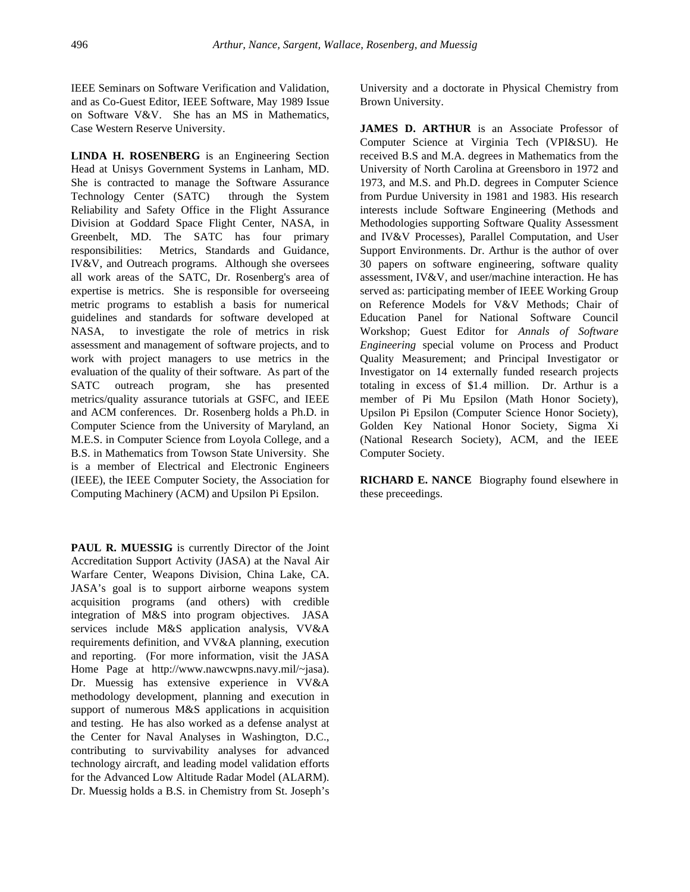IEEE Seminars on Software Verification and Validation, and as Co-Guest Editor, IEEE Software, May 1989 Issue on Software V&V. She has an MS in Mathematics, Case Western Reserve University.

**LINDA H. ROSENBERG** is an Engineering Section Head at Unisys Government Systems in Lanham, MD. She is contracted to manage the Software Assurance Technology Center (SATC) through the System Reliability and Safety Office in the Flight Assurance Division at Goddard Space Flight Center, NASA, in Greenbelt, MD. The SATC has four primary responsibilities: Metrics, Standards and Guidance, IV&V, and Outreach programs. Although she oversees all work areas of the SATC, Dr. Rosenberg's area of expertise is metrics. She is responsible for overseeing metric programs to establish a basis for numerical guidelines and standards for software developed at NASA, to investigate the role of metrics in risk assessment and management of software projects, and to work with project managers to use metrics in the evaluation of the quality of their software. As part of the SATC outreach program, she has presented metrics/quality assurance tutorials at GSFC, and IEEE and ACM conferences. Dr. Rosenberg holds a Ph.D. in Computer Science from the University of Maryland, an M.E.S. in Computer Science from Loyola College, and a B.S. in Mathematics from Towson State University. She is a member of Electrical and Electronic Engineers (IEEE), the IEEE Computer Society, the Association for Computing Machinery (ACM) and Upsilon Pi Epsilon.

**PAUL R. MUESSIG** is currently Director of the Joint Accreditation Support Activity (JASA) at the Naval Air Warfare Center, Weapons Division, China Lake, CA. JASA's goal is to support airborne weapons system acquisition programs (and others) with credible integration of M&S into program objectives. JASA services include M&S application analysis, VV&A requirements definition, and VV&A planning, execution and reporting. (For more information, visit the JASA Home Page at http://www.nawcwpns.navy.mil/~jasa). Dr. Muessig has extensive experience in VV&A methodology development, planning and execution in support of numerous M&S applications in acquisition and testing. He has also worked as a defense analyst at the Center for Naval Analyses in Washington, D.C., contributing to survivability analyses for advanced technology aircraft, and leading model validation efforts for the Advanced Low Altitude Radar Model (ALARM). Dr. Muessig holds a B.S. in Chemistry from St. Joseph's University and a doctorate in Physical Chemistry from Brown University.

**JAMES D. ARTHUR** is an Associate Professor of Computer Science at Virginia Tech (VPI&SU). He received B.S and M.A. degrees in Mathematics from the University of North Carolina at Greensboro in 1972 and 1973, and M.S. and Ph.D. degrees in Computer Science from Purdue University in 1981 and 1983. His research interests include Software Engineering (Methods and Methodologies supporting Software Quality Assessment and IV&V Processes), Parallel Computation, and User Support Environments. Dr. Arthur is the author of over 30 papers on software engineering, software quality assessment, IV&V, and user/machine interaction. He has served as: participating member of IEEE Working Group on Reference Models for V&V Methods; Chair of Education Panel for National Software Council Workshop; Guest Editor for *Annals of Software Engineering* special volume on Process and Product Quality Measurement; and Principal Investigator or Investigator on 14 externally funded research projects totaling in excess of $1.4 million. Dr. Arthur is a member of Pi Mu Epsilon (Math Honor Society), Upsilon Pi Epsilon (Computer Science Honor Society), Golden Key National Honor Society, Sigma Xi (National Research Society), ACM, and the IEEE Computer Society.

**RICHARD E. NANCE** Biography found elsewhere in these preceedings.